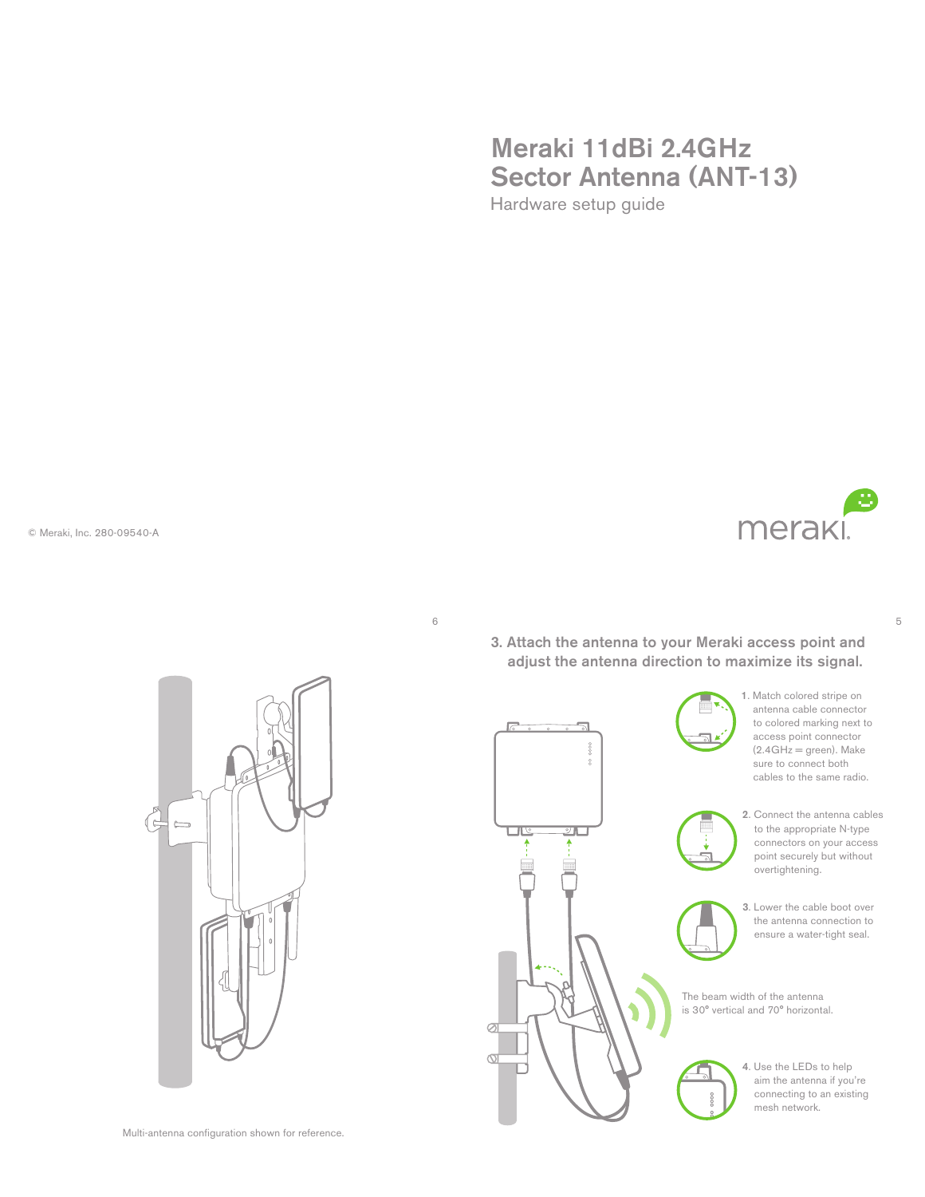# Meraki 11dBi 2.4GHz Sector Antenna (ANT-13)

Hardware setup guide

© Meraki, Inc. 280-09540-A

Multi-antenna configuration shown for reference.

## 3. Attach the antenna to your Meraki access point and adjust the antenna direction to maximize its signal.

1. Match colored stripe on antenna cable connector to colored marking next to access point connector (2.4GHz = green). Make sure to connect both cables to the same radio.

2. Connect the antenna cables to the appropriate N-type connectors on your access point securely but without overtightening.

3. Lower the cable boot over the antenna connection to ensure a water-tight seal.

The beam width of the antenna is 30° vertical and 70° horizontal.

4. Use the LEDs to help aim the antenna if you're connecting to an existing mesh network.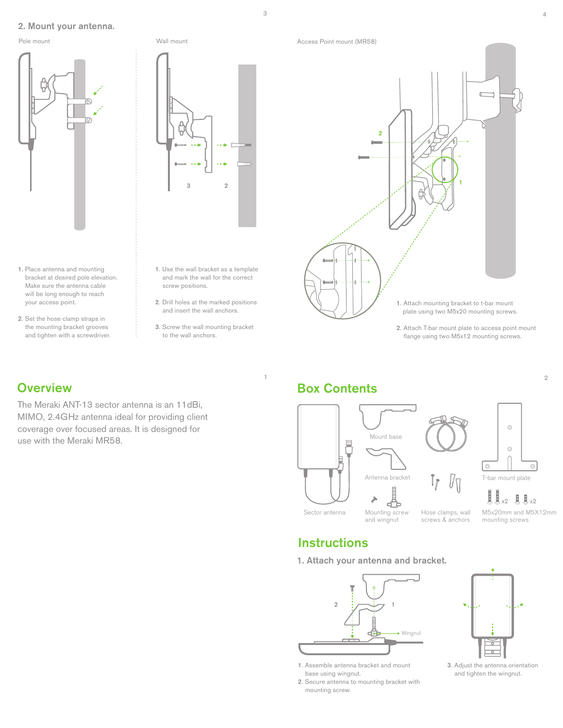## Overview

The Meraki ANT-13 sector antenna is an 11dBi, MIMO, 2.4GHz antenna ideal for providing client coverage over focused areas. It is designed for use with the Meraki MR58.

## Box Contents

Sector antenna

Mount base

Antenna bracket

Mounting screw and wingnut

Hose clamps, wall screws & anchors

T-bar mount plate

x2 x2

M5x20mm and M5X12mm mounting screws

## Instructions

### 1. Attach your antenna and bracket.

2

1

Wingnut

1. Assemble antenna bracket and mount base using wingnut.
2. Secure antenna to mounting bracket with mounting screw.
3. Adjust the antenna orientation and tighten the wingnut.

### 2. Mount your antenna.

**Pole mount**

1. Place antenna and mounting bracket at desired pole elevation. Make sure the antenna cable will be long enough to reach your access point.
2. Set the hose clamp straps in the mounting bracket grooves and tighten with a screwdriver.

**Wall mount**

3

2

1. Use the wall bracket as a template and mark the wall for the correct screw positions.
2. Drill holes at the marked positions and insert the wall anchors.
3. Screw the wall mounting bracket to the wall anchors.

**Access Point mount (MR58)**

2

1

1. Attach mounting bracket to t-bar mount plate using two M5x20 mounting screws.
2. Attach T-bar mount plate to access point mount flange using two M5x12 mounting screws.